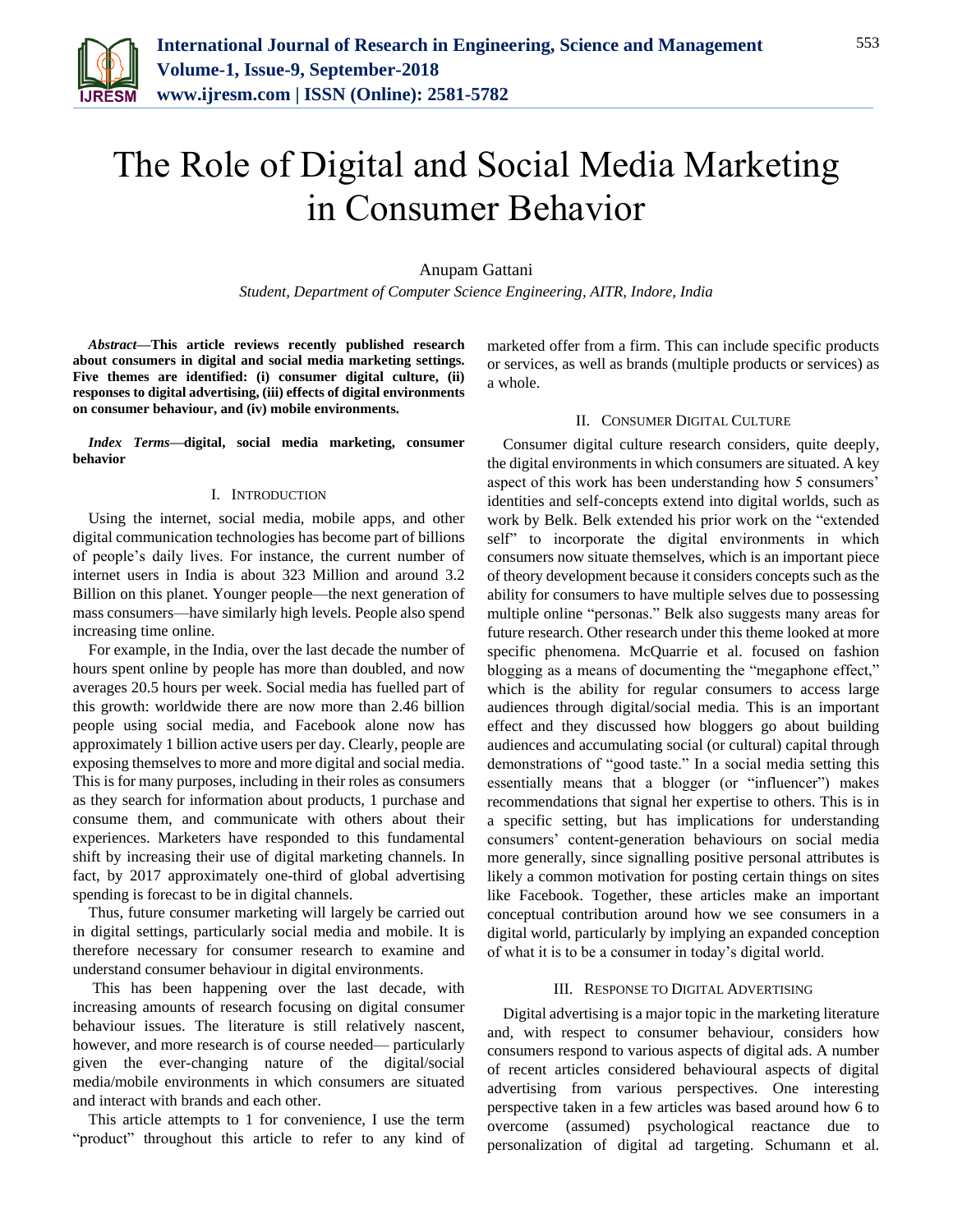# The Role of Digital and Social Media Marketing in Consumer Behavior

Anupam Gattani

*Student, Department of Computer Science Engineering, AITR, Indore, India*

***Abstract*—This article reviews recently published research about consumers in digital and social media marketing settings. Five themes are identified: (i) consumer digital culture, (ii) responses to digital advertising, (iii) effects of digital environments on consumer behaviour, and (iv) mobile environments.**

***Index Terms*—digital, social media marketing, consumer behavior**

## I. Introduction

Using the internet, social media, mobile apps, and other digital communication technologies has become part of billions of people's daily lives. For instance, the current number of internet users in India is about 323 Million and around 3.2 Billion on this planet. Younger people—the next generation of mass consumers—have similarly high levels. People also spend increasing time online.

For example, in the India, over the last decade the number of hours spent online by people has more than doubled, and now averages 20.5 hours per week. Social media has fuelled part of this growth: worldwide there are now more than 2.46 billion people using social media, and Facebook alone now has approximately 1 billion active users per day. Clearly, people are exposing themselves to more and more digital and social media. This is for many purposes, including in their roles as consumers as they search for information about products, 1 purchase and consume them, and communicate with others about their experiences. Marketers have responded to this fundamental shift by increasing their use of digital marketing channels. In fact, by 2017 approximately one-third of global advertising spending is forecast to be in digital channels.

Thus, future consumer marketing will largely be carried out in digital settings, particularly social media and mobile. It is therefore necessary for consumer research to examine and understand consumer behaviour in digital environments.

This has been happening over the last decade, with increasing amounts of research focusing on digital consumer behaviour issues. The literature is still relatively nascent, however, and more research is of course needed— particularly given the ever-changing nature of the digital/social media/mobile environments in which consumers are situated and interact with brands and each other.

This article attempts to 1 for convenience, I use the term "product" throughout this article to refer to any kind of marketed offer from a firm. This can include specific products or services, as well as brands (multiple products or services) as a whole.

## II. Consumer Digital Culture

Consumer digital culture research considers, quite deeply, the digital environments in which consumers are situated. A key aspect of this work has been understanding how 5 consumers' identities and self-concepts extend into digital worlds, such as work by Belk. Belk extended his prior work on the "extended self" to incorporate the digital environments in which consumers now situate themselves, which is an important piece of theory development because it considers concepts such as the ability for consumers to have multiple selves due to possessing multiple online "personas." Belk also suggests many areas for future research. Other research under this theme looked at more specific phenomena. McQuarrie et al. focused on fashion blogging as a means of documenting the "megaphone effect," which is the ability for regular consumers to access large audiences through digital/social media. This is an important effect and they discussed how bloggers go about building audiences and accumulating social (or cultural) capital through demonstrations of "good taste." In a social media setting this essentially means that a blogger (or "influencer") makes recommendations that signal her expertise to others. This is in a specific setting, but has implications for understanding consumers' content-generation behaviours on social media more generally, since signalling positive personal attributes is likely a common motivation for posting certain things on sites like Facebook. Together, these articles make an important conceptual contribution around how we see consumers in a digital world, particularly by implying an expanded conception of what it is to be a consumer in today's digital world.

## III. Response to Digital Advertising

Digital advertising is a major topic in the marketing literature and, with respect to consumer behaviour, considers how consumers respond to various aspects of digital ads. A number of recent articles considered behavioural aspects of digital advertising from various perspectives. One interesting perspective taken in a few articles was based around how 6 to overcome (assumed) psychological reactance due to personalization of digital ad targeting. Schumann et al.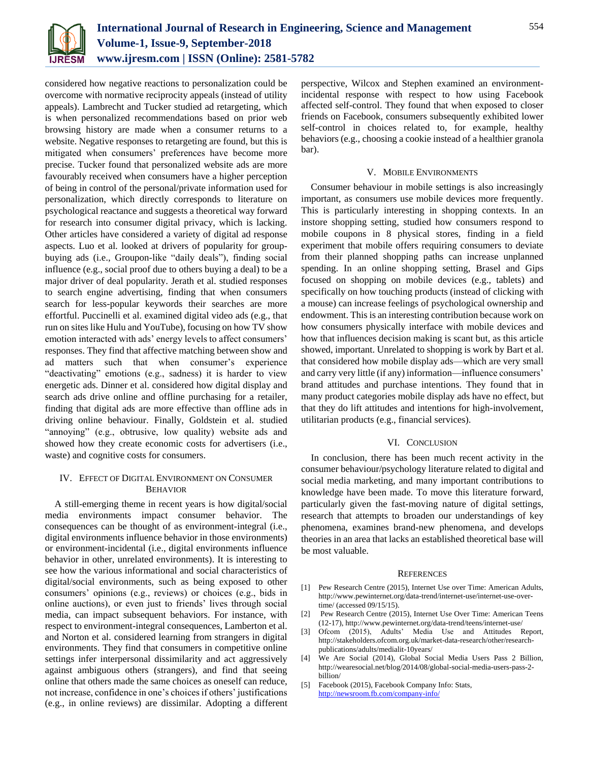considered how negative reactions to personalization could be overcome with normative reciprocity appeals (instead of utility appeals). Lambrecht and Tucker studied ad retargeting, which is when personalized recommendations based on prior web browsing history are made when a consumer returns to a website. Negative responses to retargeting are found, but this is mitigated when consumers' preferences have become more precise. Tucker found that personalized website ads are more favourably received when consumers have a higher perception of being in control of the personal/private information used for personalization, which directly corresponds to literature on psychological reactance and suggests a theoretical way forward for research into consumer digital privacy, which is lacking. Other articles have considered a variety of digital ad response aspects. Luo et al. looked at drivers of popularity for group-buying ads (i.e., Groupon-like "daily deals"), finding social influence (e.g., social proof due to others buying a deal) to be a major driver of deal popularity. Jerath et al. studied responses to search engine advertising, finding that when consumers search for less-popular keywords their searches are more effortful. Puccinelli et al. examined digital video ads (e.g., that run on sites like Hulu and YouTube), focusing on how TV show emotion interacted with ads' energy levels to affect consumers' responses. They find that affective matching between show and ad matters such that when consumer's experience "deactivating" emotions (e.g., sadness) it is harder to view energetic ads. Dinner et al. considered how digital display and search ads drive online and offline purchasing for a retailer, finding that digital ads are more effective than offline ads in driving online behaviour. Finally, Goldstein et al. studied "annoying" (e.g., obtrusive, low quality) website ads and showed how they create economic costs for advertisers (i.e., waste) and cognitive costs for consumers.

## IV. Effect of Digital Environment on Consumer Behavior

A still-emerging theme in recent years is how digital/social media environments impact consumer behavior. The consequences can be thought of as environment-integral (i.e., digital environments influence behavior in those environments) or environment-incidental (i.e., digital environments influence behavior in other, unrelated environments). It is interesting to see how the various informational and social characteristics of digital/social environments, such as being exposed to other consumers' opinions (e.g., reviews) or choices (e.g., bids in online auctions), or even just to friends' lives through social media, can impact subsequent behaviors. For instance, with respect to environment-integral consequences, Lamberton et al. and Norton et al. considered learning from strangers in digital environments. They find that consumers in competitive online settings infer interpersonal dissimilarity and act aggressively against ambiguous others (strangers), and find that seeing online that others made the same choices as oneself can reduce, not increase, confidence in one's choices if others' justifications (e.g., in online reviews) are dissimilar. Adopting a different perspective, Wilcox and Stephen examined an environment-incidental response with respect to how using Facebook affected self-control. They found that when exposed to closer friends on Facebook, consumers subsequently exhibited lower self-control in choices related to, for example, healthy behaviors (e.g., choosing a cookie instead of a healthier granola bar).

## V. Mobile Environments

Consumer behaviour in mobile settings is also increasingly important, as consumers use mobile devices more frequently. This is particularly interesting in shopping contexts. In an instore shopping setting, studied how consumers respond to mobile coupons in 8 physical stores, finding in a field experiment that mobile offers requiring consumers to deviate from their planned shopping paths can increase unplanned spending. In an online shopping setting, Brasel and Gips focused on shopping on mobile devices (e.g., tablets) and specifically on how touching products (instead of clicking with a mouse) can increase feelings of psychological ownership and endowment. This is an interesting contribution because work on how consumers physically interface with mobile devices and how that influences decision making is scant but, as this article showed, important. Unrelated to shopping is work by Bart et al. that considered how mobile display ads—which are very small and carry very little (if any) information—influence consumers' brand attitudes and purchase intentions. They found that in many product categories mobile display ads have no effect, but that they do lift attitudes and intentions for high-involvement, utilitarian products (e.g., financial services).

## VI. Conclusion

In conclusion, there has been much recent activity in the consumer behaviour/psychology literature related to digital and social media marketing, and many important contributions to knowledge have been made. To move this literature forward, particularly given the fast-moving nature of digital settings, research that attempts to broaden our understandings of key phenomena, examines brand-new phenomena, and develops theories in an area that lacks an established theoretical base will be most valuable.

## References

[1] Pew Research Centre (2015), Internet Use over Time: American Adults, http://www.pewinternet.org/data-trend/internet-use/internet-use-over-time/ (accessed 09/15/15).

[2] Pew Research Centre (2015), Internet Use Over Time: American Teens (12-17), http://www.pewinternet.org/data-trend/teens/internet-use/

[3] Ofcom (2015), Adults' Media Use and Attitudes Report, http://stakeholders.ofcom.org.uk/market-data-research/other/research-publications/adults/medialit-10years/

[4] We Are Social (2014), Global Social Media Users Pass 2 Billion, http://wearesocial.net/blog/2014/08/global-social-media-users-pass-2-billion/

[5] Facebook (2015), Facebook Company Info: Stats, http://newsroom.fb.com/company-info/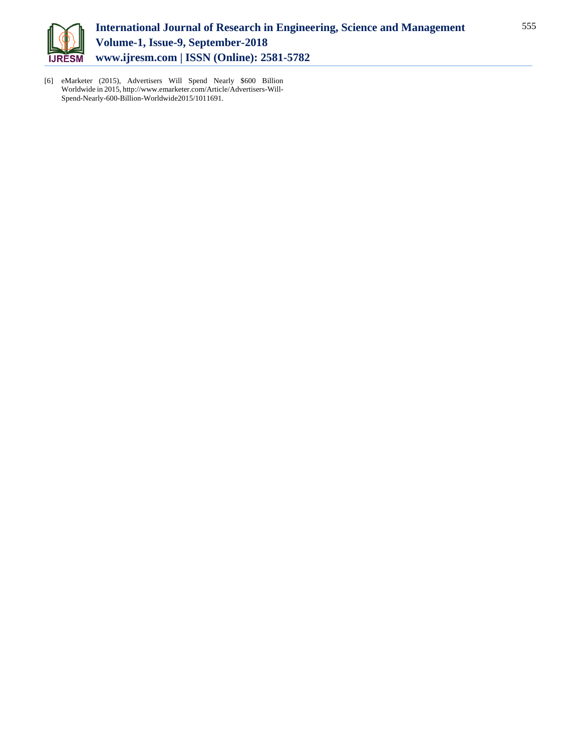[6] eMarketer (2015), Advertisers Will Spend Nearly $600 Billion Worldwide in 2015, http://www.emarketer.com/Article/Advertisers-Will-Spend-Nearly-600-Billion-Worldwide2015/1011691.